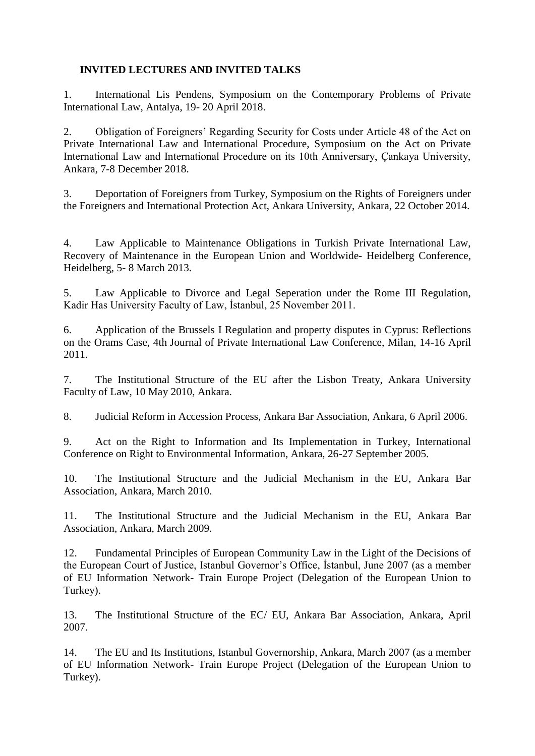## INVITED LECTURES AND INVITED TALKS

1. International Lis Pendens, Symposium on the Contemporary Problems of Private International Law, Antalya, 19- 20 April 2018.

2. Obligation of Foreigners' Regarding Security for Costs under Article 48 of the Act on Private International Law and International Procedure, Symposium on the Act on Private International Law and International Procedure on its 10th Anniversary, Çankaya University, Ankara, 7-8 December 2018.

3. Deportation of Foreigners from Turkey, Symposium on the Rights of Foreigners under the Foreigners and International Protection Act, Ankara University, Ankara, 22 October 2014.

4. Law Applicable to Maintenance Obligations in Turkish Private International Law, Recovery of Maintenance in the European Union and Worldwide- Heidelberg Conference, Heidelberg, 5- 8 March 2013.

5. Law Applicable to Divorce and Legal Seperation under the Rome III Regulation, Kadir Has University Faculty of Law, İstanbul, 25 November 2011.

6. Application of the Brussels I Regulation and property disputes in Cyprus: Reflections on the Orams Case, 4th Journal of Private International Law Conference, Milan, 14-16 April 2011.

7. The Institutional Structure of the EU after the Lisbon Treaty, Ankara University Faculty of Law, 10 May 2010, Ankara.

8. Judicial Reform in Accession Process, Ankara Bar Association, Ankara, 6 April 2006.

9. Act on the Right to Information and Its Implementation in Turkey, International Conference on Right to Environmental Information, Ankara, 26-27 September 2005.

10. The Institutional Structure and the Judicial Mechanism in the EU, Ankara Bar Association, Ankara, March 2010.

11. The Institutional Structure and the Judicial Mechanism in the EU, Ankara Bar Association, Ankara, March 2009.

12. Fundamental Principles of European Community Law in the Light of the Decisions of the European Court of Justice, Istanbul Governor's Office, İstanbul, June 2007 (as a member of EU Information Network- Train Europe Project (Delegation of the European Union to Turkey).

13. The Institutional Structure of the EC/ EU, Ankara Bar Association, Ankara, April 2007.

14. The EU and Its Institutions, Istanbul Governorship, Ankara, March 2007 (as a member of EU Information Network- Train Europe Project (Delegation of the European Union to Turkey).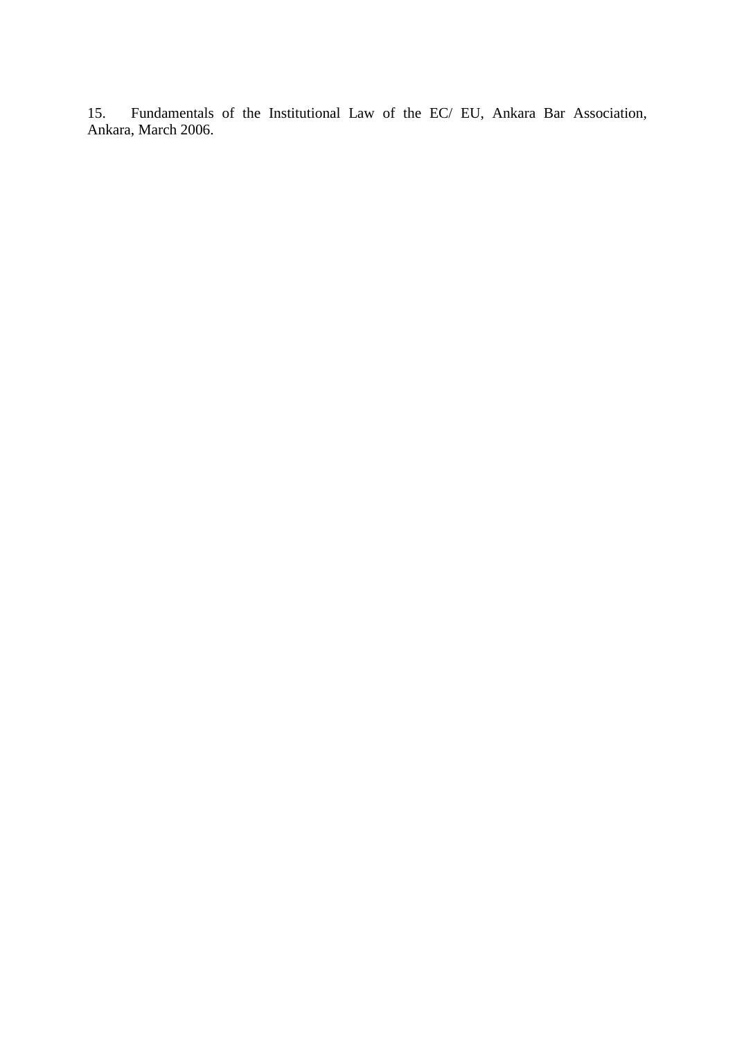15. Fundamentals of the Institutional Law of the EC/ EU, Ankara Bar Association, Ankara, March 2006.